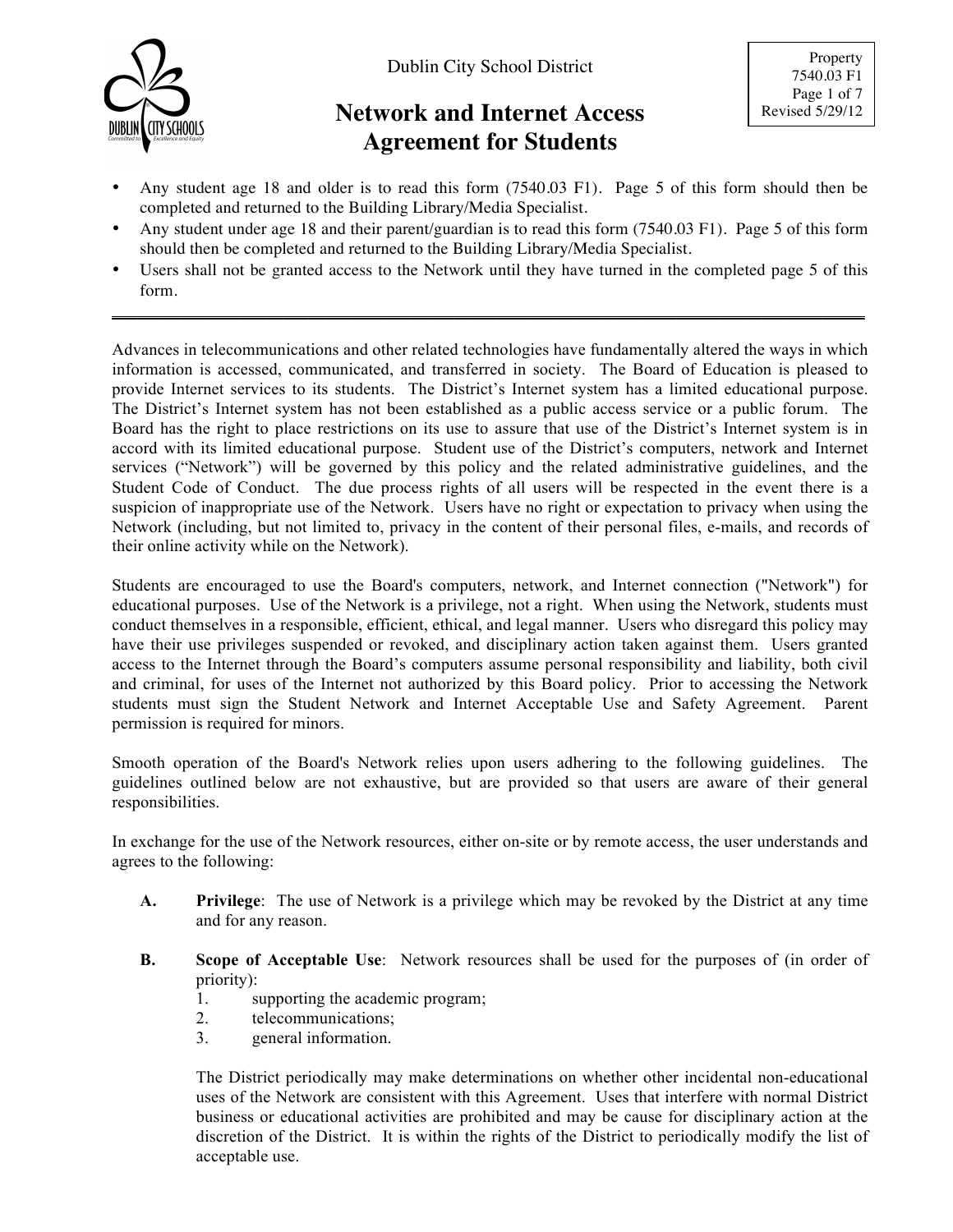Dublin City School District

# Network and Internet Access Agreement for Students

Property
7540.03 F1
Revised 5/29/12

- Any student age 18 and older is to read this form (7540.03 F1). Page 5 of this form should then be completed and returned to the Building Library/Media Specialist.
- Any student under age 18 and their parent/guardian is to read this form (7540.03 F1). Page 5 of this form should then be completed and returned to the Building Library/Media Specialist.
- Users shall not be granted access to the Network until they have turned in the completed page 5 of this form.

---

Advances in telecommunications and other related technologies have fundamentally altered the ways in which information is accessed, communicated, and transferred in society. The Board of Education is pleased to provide Internet services to its students. The District's Internet system has a limited educational purpose. The District's Internet system has not been established as a public access service or a public forum. The Board has the right to place restrictions on its use to assure that use of the District's Internet system is in accord with its limited educational purpose. Student use of the District's computers, network and Internet services ("Network") will be governed by this policy and the related administrative guidelines, and the Student Code of Conduct. The due process rights of all users will be respected in the event there is a suspicion of inappropriate use of the Network. Users have no right or expectation to privacy when using the Network (including, but not limited to, privacy in the content of their personal files, e-mails, and records of their online activity while on the Network).

Students are encouraged to use the Board's computers, network, and Internet connection ("Network") for educational purposes. Use of the Network is a privilege, not a right. When using the Network, students must conduct themselves in a responsible, efficient, ethical, and legal manner. Users who disregard this policy may have their use privileges suspended or revoked, and disciplinary action taken against them. Users granted access to the Internet through the Board's computers assume personal responsibility and liability, both civil and criminal, for uses of the Internet not authorized by this Board policy. Prior to accessing the Network students must sign the Student Network and Internet Acceptable Use and Safety Agreement. Parent permission is required for minors.

Smooth operation of the Board's Network relies upon users adhering to the following guidelines. The guidelines outlined below are not exhaustive, but are provided so that users are aware of their general responsibilities.

In exchange for the use of the Network resources, either on-site or by remote access, the user understands and agrees to the following:

**A. Privilege**: The use of Network is a privilege which may be revoked by the District at any time and for any reason.

**B. Scope of Acceptable Use**: Network resources shall be used for the purposes of (in order of priority):

1. supporting the academic program;
2. telecommunications;
3. general information.

The District periodically may make determinations on whether other incidental non-educational uses of the Network are consistent with this Agreement. Uses that interfere with normal District business or educational activities are prohibited and may be cause for disciplinary action at the discretion of the District. It is within the rights of the District to periodically modify the list of acceptable use.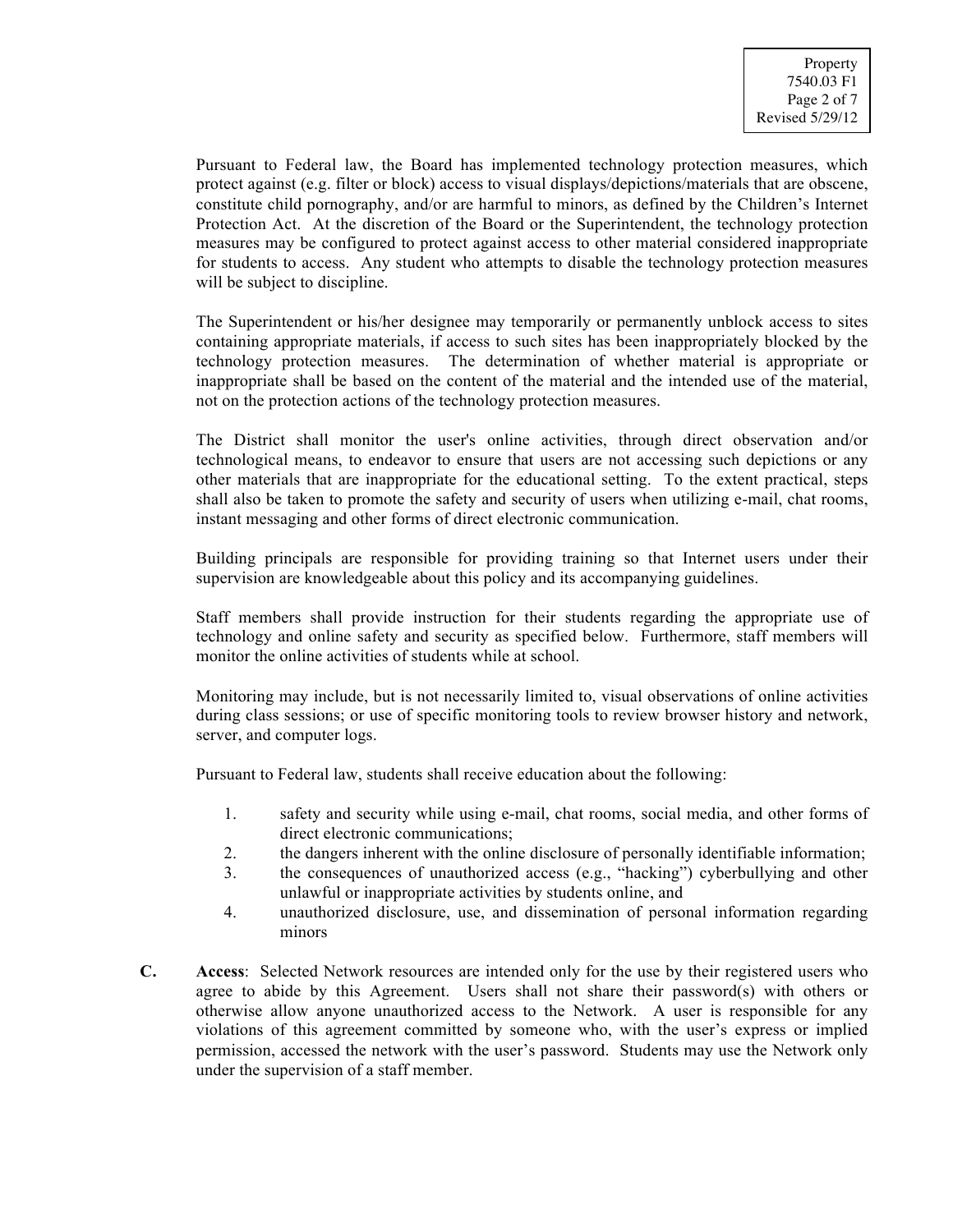Pursuant to Federal law, the Board has implemented technology protection measures, which protect against (e.g. filter or block) access to visual displays/depictions/materials that are obscene, constitute child pornography, and/or are harmful to minors, as defined by the Children's Internet Protection Act. At the discretion of the Board or the Superintendent, the technology protection measures may be configured to protect against access to other material considered inappropriate for students to access. Any student who attempts to disable the technology protection measures will be subject to discipline.

The Superintendent or his/her designee may temporarily or permanently unblock access to sites containing appropriate materials, if access to such sites has been inappropriately blocked by the technology protection measures. The determination of whether material is appropriate or inappropriate shall be based on the content of the material and the intended use of the material, not on the protection actions of the technology protection measures.

The District shall monitor the user's online activities, through direct observation and/or technological means, to endeavor to ensure that users are not accessing such depictions or any other materials that are inappropriate for the educational setting. To the extent practical, steps shall also be taken to promote the safety and security of users when utilizing e-mail, chat rooms, instant messaging and other forms of direct electronic communication.

Building principals are responsible for providing training so that Internet users under their supervision are knowledgeable about this policy and its accompanying guidelines.

Staff members shall provide instruction for their students regarding the appropriate use of technology and online safety and security as specified below. Furthermore, staff members will monitor the online activities of students while at school.

Monitoring may include, but is not necessarily limited to, visual observations of online activities during class sessions; or use of specific monitoring tools to review browser history and network, server, and computer logs.

Pursuant to Federal law, students shall receive education about the following:

1. safety and security while using e-mail, chat rooms, social media, and other forms of direct electronic communications;
2. the dangers inherent with the online disclosure of personally identifiable information;
3. the consequences of unauthorized access (e.g., "hacking") cyberbullying and other unlawful or inappropriate activities by students online, and
4. unauthorized disclosure, use, and dissemination of personal information regarding minors

**C.** **Access**: Selected Network resources are intended only for the use by their registered users who agree to abide by this Agreement. Users shall not share their password(s) with others or otherwise allow anyone unauthorized access to the Network. A user is responsible for any violations of this agreement committed by someone who, with the user's express or implied permission, accessed the network with the user's password. Students may use the Network only under the supervision of a staff member.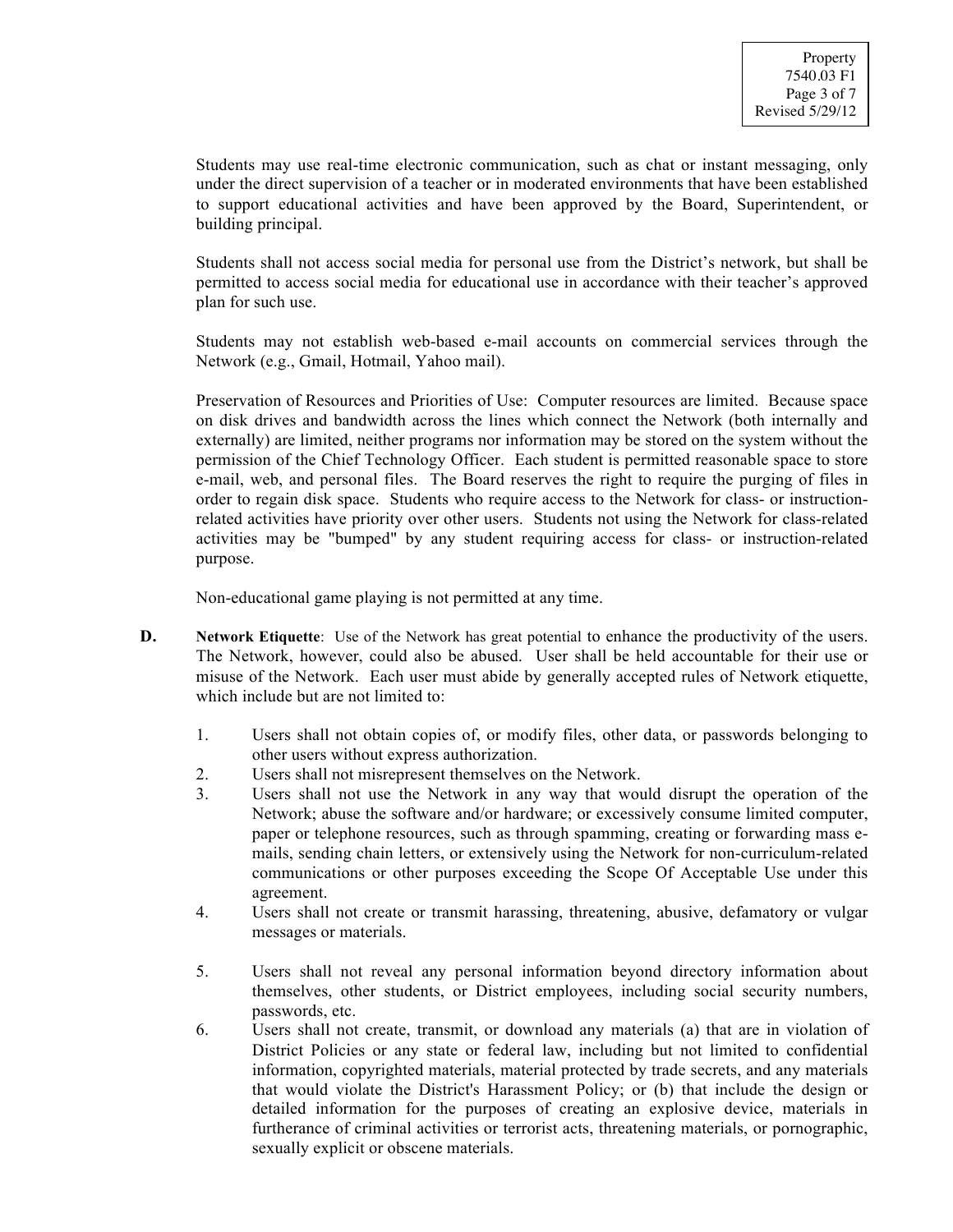Students may use real-time electronic communication, such as chat or instant messaging, only under the direct supervision of a teacher or in moderated environments that have been established to support educational activities and have been approved by the Board, Superintendent, or building principal.

Students shall not access social media for personal use from the District's network, but shall be permitted to access social media for educational use in accordance with their teacher's approved plan for such use.

Students may not establish web-based e-mail accounts on commercial services through the Network (e.g., Gmail, Hotmail, Yahoo mail).

Preservation of Resources and Priorities of Use: Computer resources are limited. Because space on disk drives and bandwidth across the lines which connect the Network (both internally and externally) are limited, neither programs nor information may be stored on the system without the permission of the Chief Technology Officer. Each student is permitted reasonable space to store e-mail, web, and personal files. The Board reserves the right to require the purging of files in order to regain disk space. Students who require access to the Network for class- or instruction-related activities have priority over other users. Students not using the Network for class-related activities may be "bumped" by any student requiring access for class- or instruction-related purpose.

Non-educational game playing is not permitted at any time.

**D.** **Network Etiquette**: Use of the Network has great potential to enhance the productivity of the users. The Network, however, could also be abused. User shall be held accountable for their use or misuse of the Network. Each user must abide by generally accepted rules of Network etiquette, which include but are not limited to:

1. Users shall not obtain copies of, or modify files, other data, or passwords belonging to other users without express authorization.
2. Users shall not misrepresent themselves on the Network.
3. Users shall not use the Network in any way that would disrupt the operation of the Network; abuse the software and/or hardware; or excessively consume limited computer, paper or telephone resources, such as through spamming, creating or forwarding mass e-mails, sending chain letters, or extensively using the Network for non-curriculum-related communications or other purposes exceeding the Scope Of Acceptable Use under this agreement.
4. Users shall not create or transmit harassing, threatening, abusive, defamatory or vulgar messages or materials.
5. Users shall not reveal any personal information beyond directory information about themselves, other students, or District employees, including social security numbers, passwords, etc.
6. Users shall not create, transmit, or download any materials (a) that are in violation of District Policies or any state or federal law, including but not limited to confidential information, copyrighted materials, material protected by trade secrets, and any materials that would violate the District's Harassment Policy; or (b) that include the design or detailed information for the purposes of creating an explosive device, materials in furtherance of criminal activities or terrorist acts, threatening materials, or pornographic, sexually explicit or obscene materials.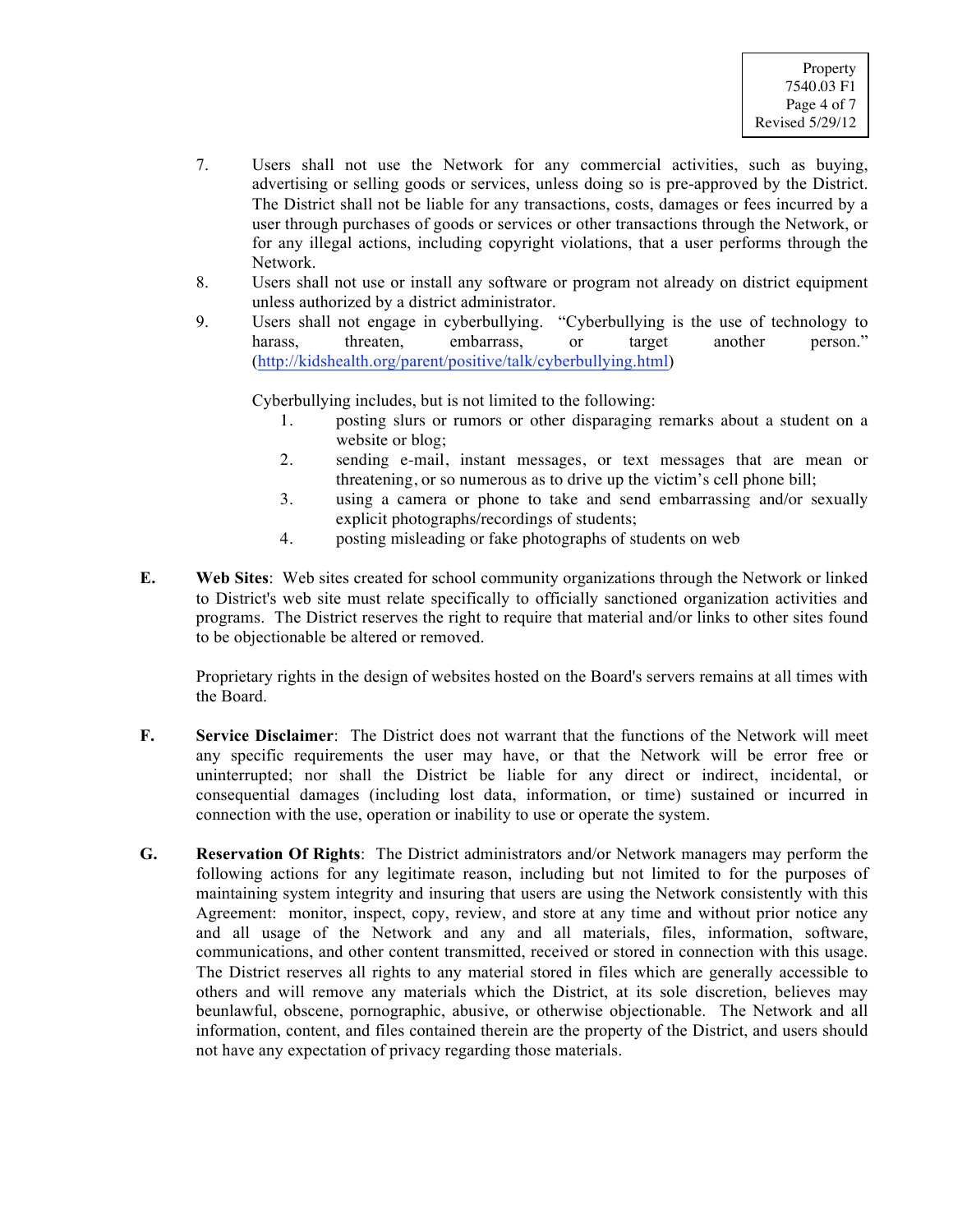7. Users shall not use the Network for any commercial activities, such as buying, advertising or selling goods or services, unless doing so is pre-approved by the District. The District shall not be liable for any transactions, costs, damages or fees incurred by a user through purchases of goods or services or other transactions through the Network, or for any illegal actions, including copyright violations, that a user performs through the Network.
8. Users shall not use or install any software or program not already on district equipment unless authorized by a district administrator.
9. Users shall not engage in cyberbullying. "Cyberbullying is the use of technology to harass, threaten, embarrass, or target another person." (http://kidshealth.org/parent/positive/talk/cyberbullying.html)

   Cyberbullying includes, but is not limited to the following:
   1. posting slurs or rumors or other disparaging remarks about a student on a website or blog;
   2. sending e-mail, instant messages, or text messages that are mean or threatening, or so numerous as to drive up the victim's cell phone bill;
   3. using a camera or phone to take and send embarrassing and/or sexually explicit photographs/recordings of students;
   4. posting misleading or fake photographs of students on web

**E.** **Web Sites**: Web sites created for school community organizations through the Network or linked to District's web site must relate specifically to officially sanctioned organization activities and programs. The District reserves the right to require that material and/or links to other sites found to be objectionable be altered or removed.

Proprietary rights in the design of websites hosted on the Board's servers remains at all times with the Board.

**F.** **Service Disclaimer**: The District does not warrant that the functions of the Network will meet any specific requirements the user may have, or that the Network will be error free or uninterrupted; nor shall the District be liable for any direct or indirect, incidental, or consequential damages (including lost data, information, or time) sustained or incurred in connection with the use, operation or inability to use or operate the system.

**G.** **Reservation Of Rights**: The District administrators and/or Network managers may perform the following actions for any legitimate reason, including but not limited to for the purposes of maintaining system integrity and insuring that users are using the Network consistently with this Agreement: monitor, inspect, copy, review, and store at any time and without prior notice any and all usage of the Network and any and all materials, files, information, software, communications, and other content transmitted, received or stored in connection with this usage. The District reserves all rights to any material stored in files which are generally accessible to others and will remove any materials which the District, at its sole discretion, believes may beunlawful, obscene, pornographic, abusive, or otherwise objectionable. The Network and all information, content, and files contained therein are the property of the District, and users should not have any expectation of privacy regarding those materials.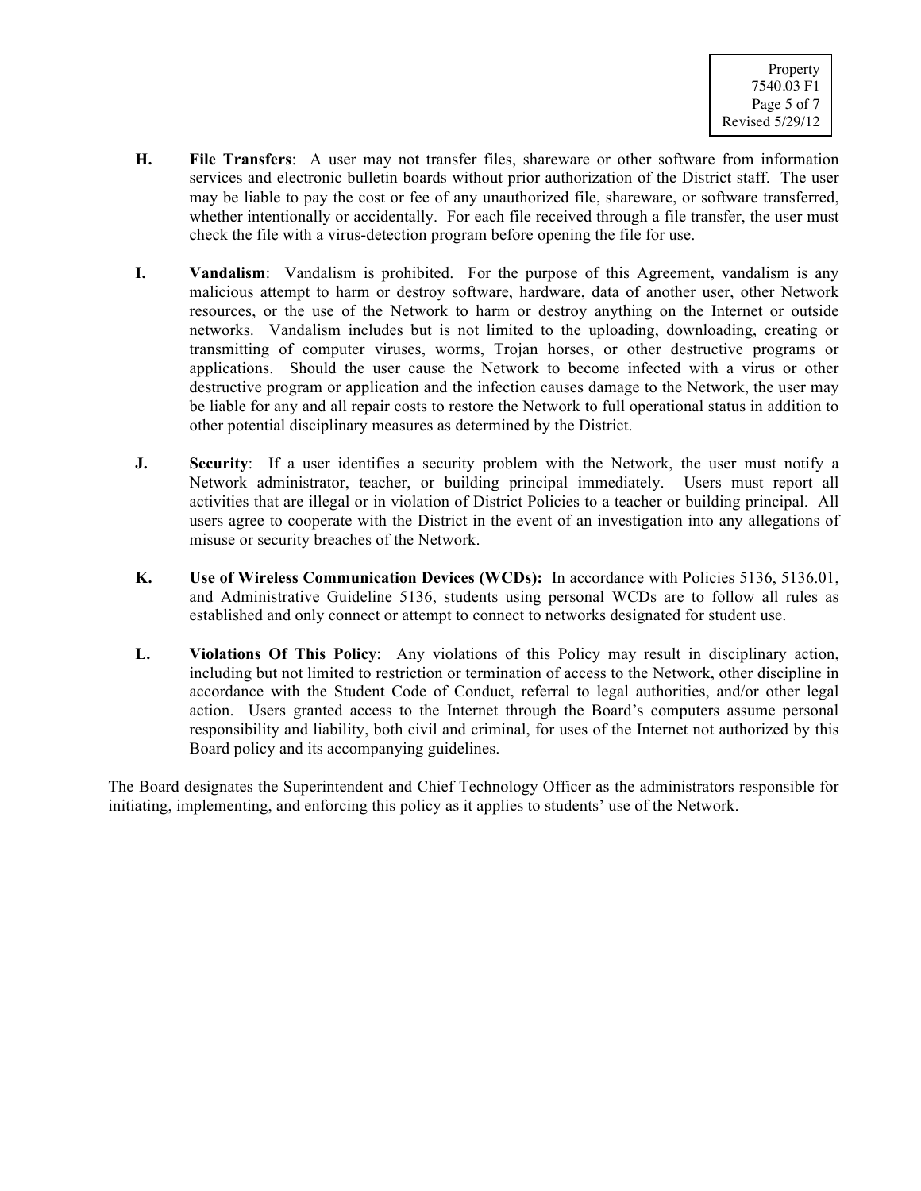**H. File Transfers**: A user may not transfer files, shareware or other software from information services and electronic bulletin boards without prior authorization of the District staff. The user may be liable to pay the cost or fee of any unauthorized file, shareware, or software transferred, whether intentionally or accidentally. For each file received through a file transfer, the user must check the file with a virus-detection program before opening the file for use.

**I. Vandalism**: Vandalism is prohibited. For the purpose of this Agreement, vandalism is any malicious attempt to harm or destroy software, hardware, data of another user, other Network resources, or the use of the Network to harm or destroy anything on the Internet or outside networks. Vandalism includes but is not limited to the uploading, downloading, creating or transmitting of computer viruses, worms, Trojan horses, or other destructive programs or applications. Should the user cause the Network to become infected with a virus or other destructive program or application and the infection causes damage to the Network, the user may be liable for any and all repair costs to restore the Network to full operational status in addition to other potential disciplinary measures as determined by the District.

**J. Security**: If a user identifies a security problem with the Network, the user must notify a Network administrator, teacher, or building principal immediately. Users must report all activities that are illegal or in violation of District Policies to a teacher or building principal. All users agree to cooperate with the District in the event of an investigation into any allegations of misuse or security breaches of the Network.

**K. Use of Wireless Communication Devices (WCDs):** In accordance with Policies 5136, 5136.01, and Administrative Guideline 5136, students using personal WCDs are to follow all rules as established and only connect or attempt to connect to networks designated for student use.

**L. Violations Of This Policy**: Any violations of this Policy may result in disciplinary action, including but not limited to restriction or termination of access to the Network, other discipline in accordance with the Student Code of Conduct, referral to legal authorities, and/or other legal action. Users granted access to the Internet through the Board's computers assume personal responsibility and liability, both civil and criminal, for uses of the Internet not authorized by this Board policy and its accompanying guidelines.

The Board designates the Superintendent and Chief Technology Officer as the administrators responsible for initiating, implementing, and enforcing this policy as it applies to students' use of the Network.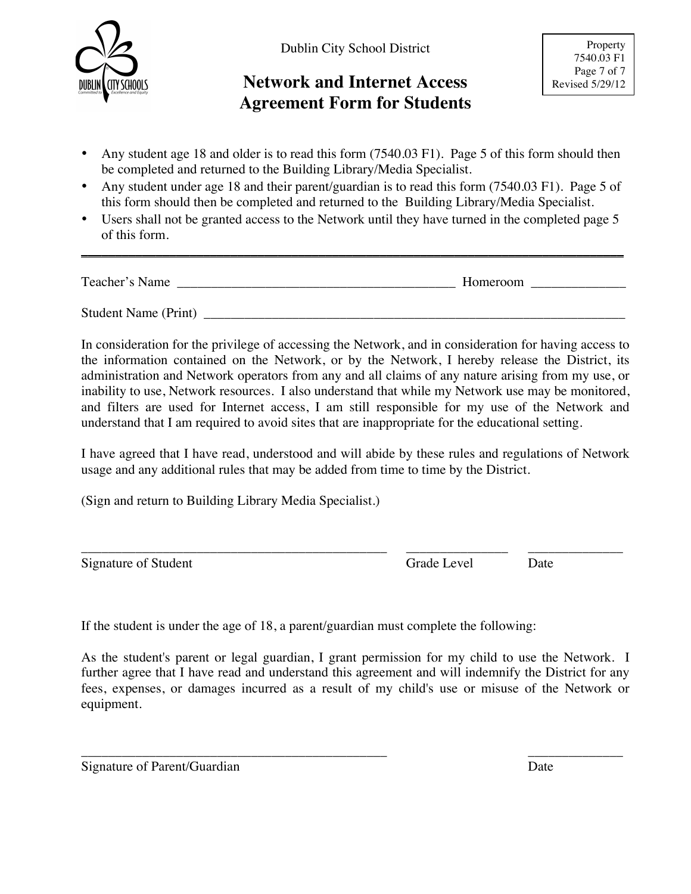Dublin City School District

# Network and Internet Access Agreement Form for Students

Property
7540.03 F1
Revised 5/29/12

- Any student age 18 and older is to read this form (7540.03 F1). Page 5 of this form should then be completed and returned to the Building Library/Media Specialist.
- Any student under age 18 and their parent/guardian is to read this form (7540.03 F1). Page 5 of this form should then be completed and returned to the Building Library/Media Specialist.
- Users shall not be granted access to the Network until they have turned in the completed page 5 of this form.

---

Teacher's Name ________________________________________ Homeroom _____________

Student Name (Print) ______________________________________________________________

In consideration for the privilege of accessing the Network, and in consideration for having access to the information contained on the Network, or by the Network, I hereby release the District, its administration and Network operators from any and all claims of any nature arising from my use, or inability to use, Network resources. I also understand that while my Network use may be monitored, and filters are used for Internet access, I am still responsible for my use of the Network and understand that I am required to avoid sites that are inappropriate for the educational setting.

I have agreed that I have read, understood and will abide by these rules and regulations of Network usage and any additional rules that may be added from time to time by the District.

(Sign and return to Building Library Media Specialist.)

_____________________________________________ ______________ _____________
Signature of Student Grade Level Date

If the student is under the age of 18, a parent/guardian must complete the following:

As the student's parent or legal guardian, I grant permission for my child to use the Network. I further agree that I have read and understand this agreement and will indemnify the District for any fees, expenses, or damages incurred as a result of my child's use or misuse of the Network or equipment.

_____________________________________________ _____________
Signature of Parent/Guardian Date